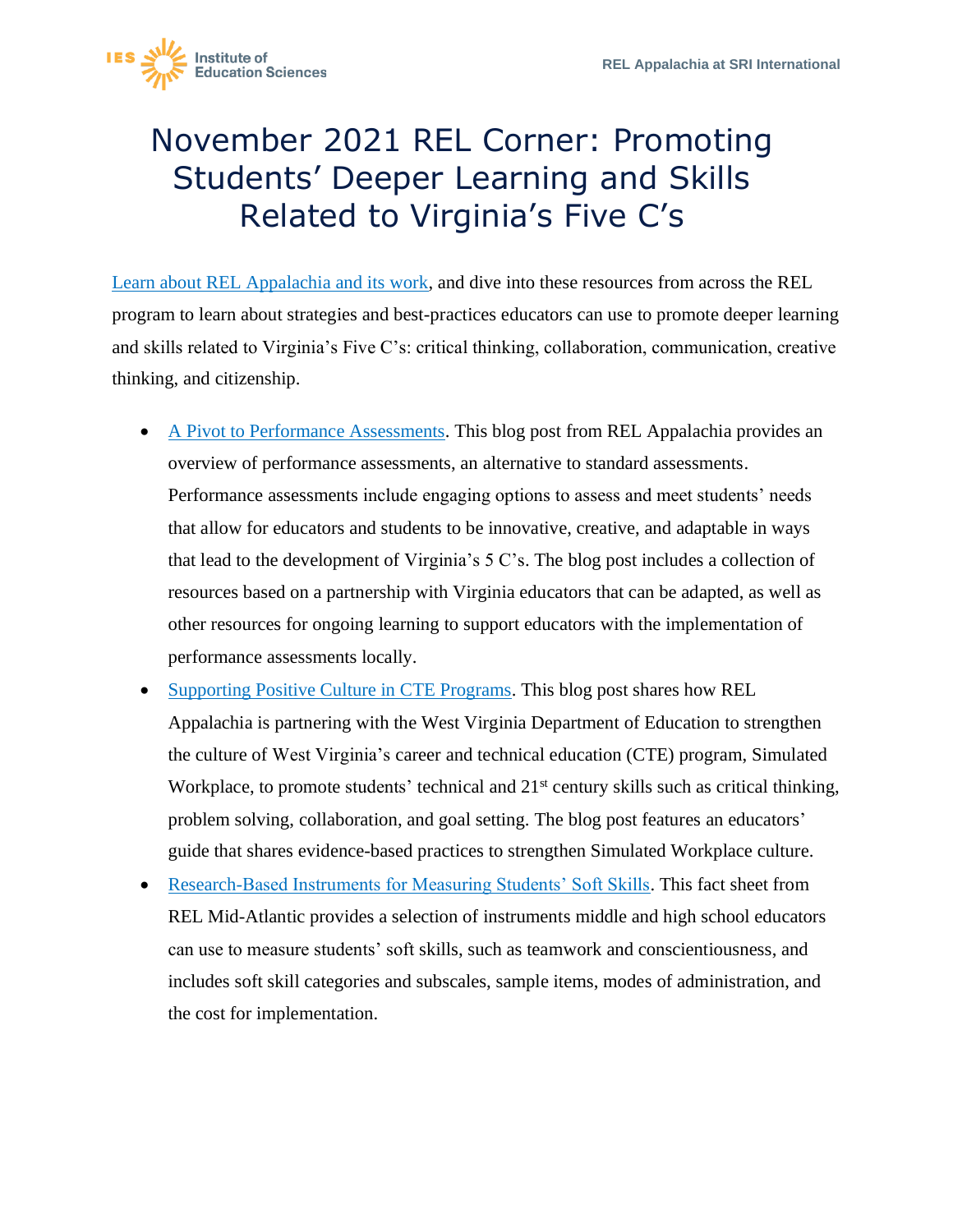# November 2021 REL Corner: Promoting Students' Deeper Learning and Skills Related to Virginia's Five C's

[Learn about REL Appalachia and its work](), and dive into these resources from across the REL program to learn about strategies and best-practices educators can use to promote deeper learning and skills related to Virginia's Five C's: critical thinking, collaboration, communication, creative thinking, and citizenship.

- [A Pivot to Performance Assessments](). This blog post from REL Appalachia provides an overview of performance assessments, an alternative to standard assessments. Performance assessments include engaging options to assess and meet students' needs that allow for educators and students to be innovative, creative, and adaptable in ways that lead to the development of Virginia's 5 C's. The blog post includes a collection of resources based on a partnership with Virginia educators that can be adapted, as well as other resources for ongoing learning to support educators with the implementation of performance assessments locally.
- [Supporting Positive Culture in CTE Programs](). This blog post shares how REL Appalachia is partnering with the West Virginia Department of Education to strengthen the culture of West Virginia's career and technical education (CTE) program, Simulated Workplace, to promote students' technical and 21st century skills such as critical thinking, problem solving, collaboration, and goal setting. The blog post features an educators' guide that shares evidence-based practices to strengthen Simulated Workplace culture.
- [Research-Based Instruments for Measuring Students' Soft Skills](). This fact sheet from REL Mid-Atlantic provides a selection of instruments middle and high school educators can use to measure students' soft skills, such as teamwork and conscientiousness, and includes soft skill categories and subscales, sample items, modes of administration, and the cost for implementation.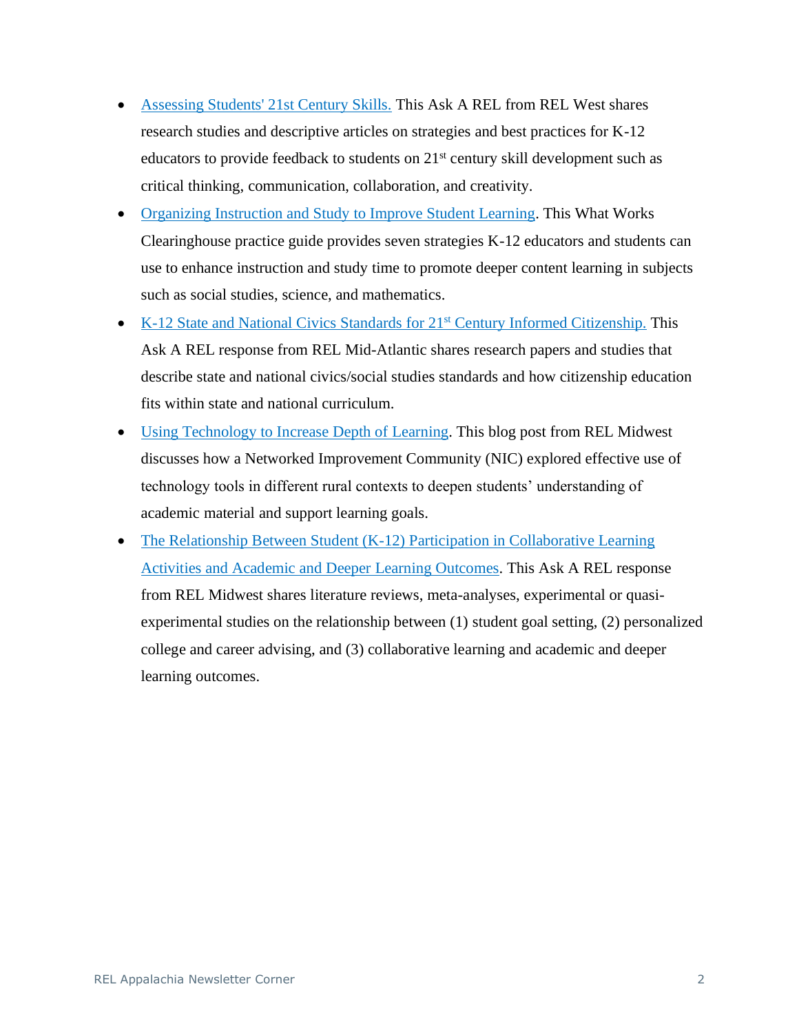- [Assessing Students' 21st Century Skills.]() This Ask A REL from REL West shares research studies and descriptive articles on strategies and best practices for K-12 educators to provide feedback to students on 21st century skill development such as critical thinking, communication, collaboration, and creativity.
- [Organizing Instruction and Study to Improve Student Learning](). This What Works Clearinghouse practice guide provides seven strategies K-12 educators and students can use to enhance instruction and study time to promote deeper content learning in subjects such as social studies, science, and mathematics.
- [K-12 State and National Civics Standards for 21st Century Informed Citizenship.]() This Ask A REL response from REL Mid-Atlantic shares research papers and studies that describe state and national civics/social studies standards and how citizenship education fits within state and national curriculum.
- [Using Technology to Increase Depth of Learning](). This blog post from REL Midwest discusses how a Networked Improvement Community (NIC) explored effective use of technology tools in different rural contexts to deepen students' understanding of academic material and support learning goals.
- [The Relationship Between Student (K-12) Participation in Collaborative Learning Activities and Academic and Deeper Learning Outcomes](). This Ask A REL response from REL Midwest shares literature reviews, meta-analyses, experimental or quasi-experimental studies on the relationship between (1) student goal setting, (2) personalized college and career advising, and (3) collaborative learning and academic and deeper learning outcomes.